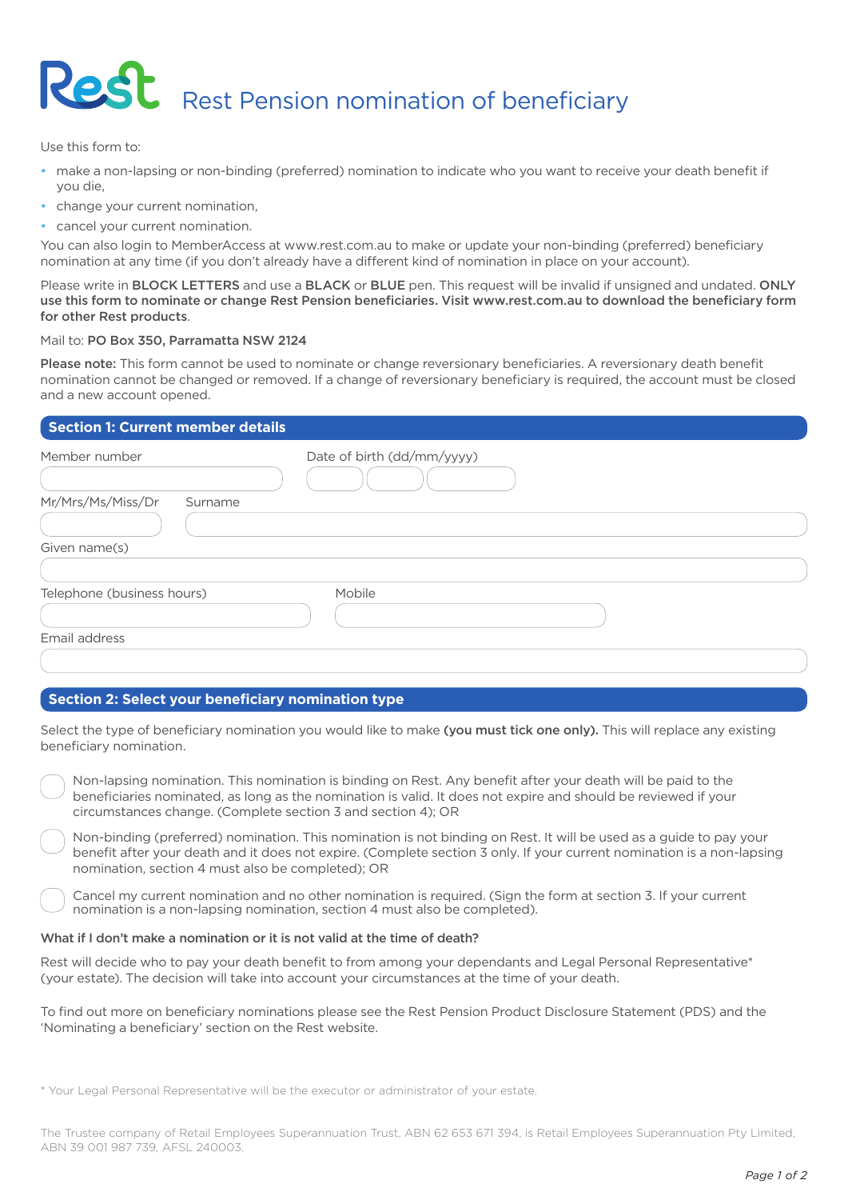# Rest Pension nomination of beneficiary

Use this form to:

- make a non-lapsing or non-binding (preferred) nomination to indicate who you want to receive your death benefit if you die,
- change your current nomination,
- cancel your current nomination.

You can also login to MemberAccess at www.rest.com.au to make or update your non-binding (preferred) beneficiary nomination at any time (if you don't already have a different kind of nomination in place on your account).

Please write in **BLOCK LETTERS** and use a **BLACK** or **BLUE** pen. This request will be invalid if unsigned and undated. **ONLY use this form to nominate or change Rest Pension beneficiaries. Visit www.rest.com.au to download the beneficiary form for other Rest products**.

Mail to: **PO Box 350, Parramatta NSW 2124**

**Please note:** This form cannot be used to nominate or change reversionary beneficiaries. A reversionary death benefit nomination cannot be changed or removed. If a change of reversionary beneficiary is required, the account must be closed and a new account opened.

## Section 1: Current member details

Member number

Date of birth (dd/mm/yyyy)

Mr/Mrs/Ms/Miss/Dr

Surname

Given name(s)

Telephone (business hours)

Mobile

Email address

## Section 2: Select your beneficiary nomination type

Select the type of beneficiary nomination you would like to make **(you must tick one only).** This will replace any existing beneficiary nomination.

- ☐ Non-lapsing nomination. This nomination is binding on Rest. Any benefit after your death will be paid to the beneficiaries nominated, as long as the nomination is valid. It does not expire and should be reviewed if your circumstances change. (Complete section 3 and section 4); OR
- ☐ Non-binding (preferred) nomination. This nomination is not binding on Rest. It will be used as a guide to pay your benefit after your death and it does not expire. (Complete section 3 only. If your current nomination is a non-lapsing nomination, section 4 must also be completed); OR
- ☐ Cancel my current nomination and no other nomination is required. (Sign the form at section 3. If your current nomination is a non-lapsing nomination, section 4 must also be completed).

**What if I don't make a nomination or it is not valid at the time of death?**

Rest will decide who to pay your death benefit to from among your dependants and Legal Personal Representative* (your estate). The decision will take into account your circumstances at the time of your death.

To find out more on beneficiary nominations please see the Rest Pension Product Disclosure Statement (PDS) and the 'Nominating a beneficiary' section on the Rest website.

* Your Legal Personal Representative will be the executor or administrator of your estate.

The Trustee company of Retail Employees Superannuation Trust, ABN 62 653 671 394, is Retail Employees Superannuation Pty Limited, ABN 39 001 987 739, AFSL 240003.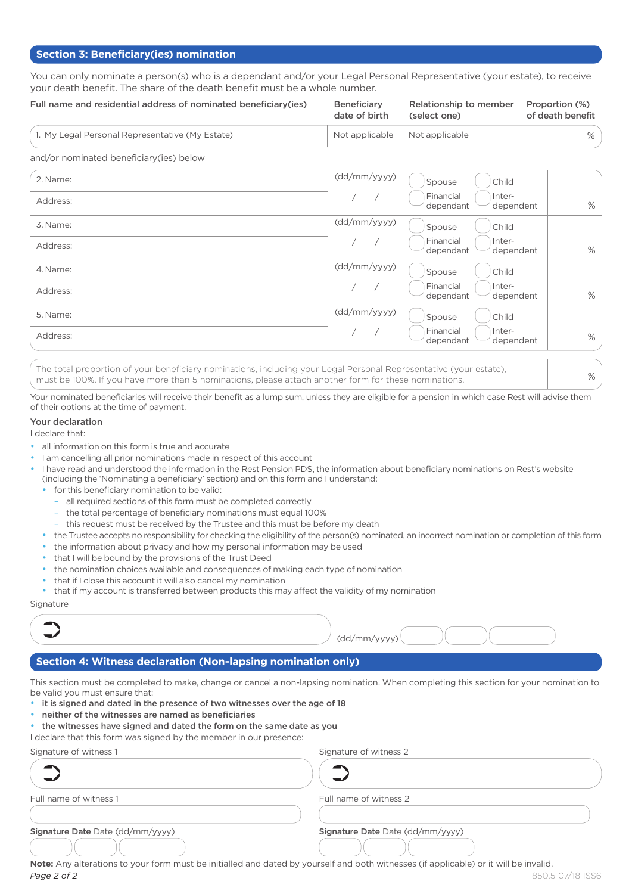## Section 3: Beneficiary(ies) nomination

You can only nominate a person(s) who is a dependant and/or your Legal Personal Representative (your estate), to receive your death benefit. The share of the death benefit must be a whole number.

| Full name and residential address of nominated beneficiary(ies) | Beneficiary date of birth | Relationship to member (select one) | Proportion (%) of death benefit |
|---|---|---|---|
| 1. My Legal Personal Representative (My Estate) | Not applicable | Not applicable | % |

and/or nominated beneficiary(ies) below

| | | | |
|---|---|---|---|
| 2. Name: <br> Address: | (dd/mm/yyyy) <br> / / | Spouse / Child / Financial dependant / Inter-dependent | % |
| 3. Name: <br> Address: | (dd/mm/yyyy) <br> / / | Spouse / Child / Financial dependant / Inter-dependent | % |
| 4. Name: <br> Address: | (dd/mm/yyyy) <br> / / | Spouse / Child / Financial dependant / Inter-dependent | % |
| 5. Name: <br> Address: | (dd/mm/yyyy) <br> / / | Spouse / Child / Financial dependant / Inter-dependent | % |

| | |
|---|---|
| The total proportion of your beneficiary nominations, including your Legal Personal Representative (your estate), must be 100%. If you have more than 5 nominations, please attach another form for these nominations. | % |

Your nominated beneficiaries will receive their benefit as a lump sum, unless they are eligible for a pension in which case Rest will advise them of their options at the time of payment.

### Your declaration

I declare that:

- all information on this form is true and accurate
- I am cancelling all prior nominations made in respect of this account
- I have read and understood the information in the Rest Pension PDS, the information about beneficiary nominations on Rest's website (including the 'Nominating a beneficiary' section) and on this form and I understand:
  - for this beneficiary nomination to be valid:
    - all required sections of this form must be completed correctly
    - the total percentage of beneficiary nominations must equal 100%
    - this request must be received by the Trustee and this must be before my death
  - the Trustee accepts no responsibility for checking the eligibility of the person(s) nominated, an incorrect nomination or completion of this form
  - the information about privacy and how my personal information may be used
  - that I will be bound by the provisions of the Trust Deed
  - the nomination choices available and consequences of making each type of nomination
  - that if I close this account it will also cancel my nomination
  - that if my account is transferred between products this may affect the validity of my nomination

Signature

(dd/mm/yyyy)

## Section 4: Witness declaration (Non-lapsing nomination only)

This section must be completed to make, change or cancel a non-lapsing nomination. When completing this section for your nomination to be valid you must ensure that:

- **it is signed and dated in the presence of two witnesses over the age of 18**
- **neither of the witnesses are named as beneficiaries**
- **the witnesses have signed and dated the form on the same date as you**

I declare that this form was signed by the member in our presence:

Signature of witness 1

Full name of witness 1

**Signature Date** Date (dd/mm/yyyy)

Signature of witness 2

Full name of witness 2

**Signature Date** Date (dd/mm/yyyy)

**Note:** Any alterations to your form must be initialled and dated by yourself and both witnesses (if applicable) or it will be invalid.

850.5 07/18 ISS6